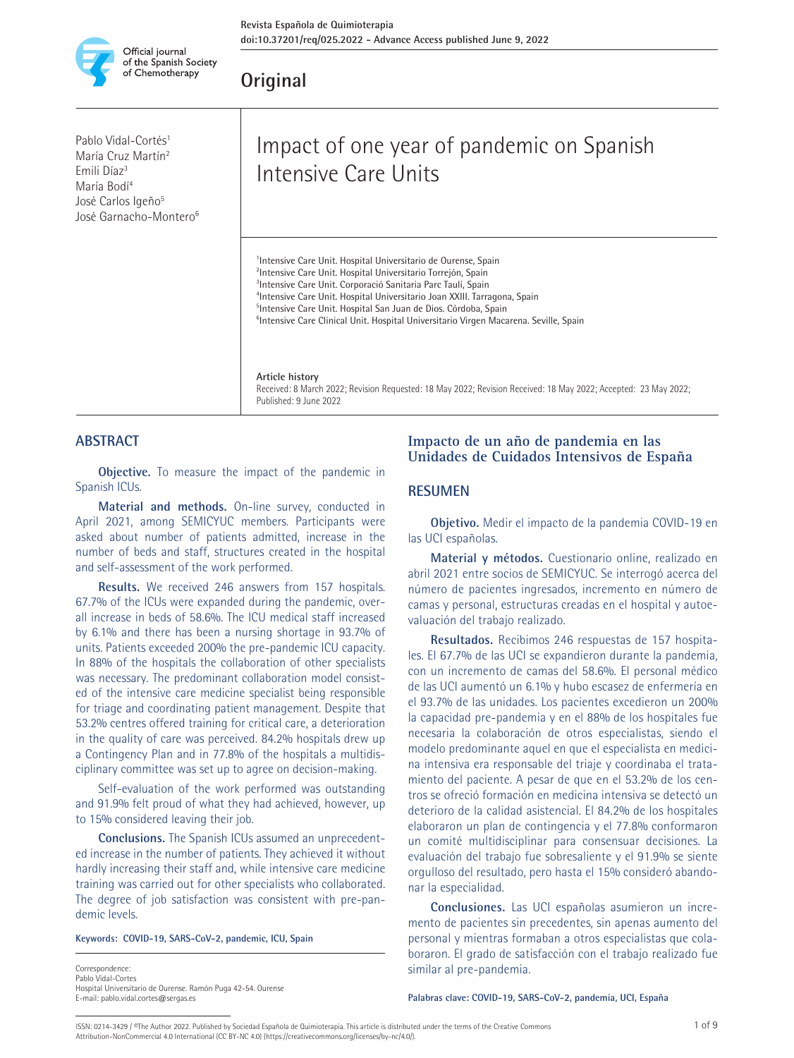## Original

# Impact of one year of pandemic on Spanish Intensive Care Units

Pablo Vidal-Cortés[1]
María Cruz Martín[2]
Emili Díaz[3]
María Bodí[4]
José Carlos Igeño[5]
José Garnacho-Montero[6]

[1]Intensive Care Unit. Hospital Universitario de Ourense, Spain
[2]Intensive Care Unit. Hospital Universitario Torrejón, Spain
[3]Intensive Care Unit. Corporació Sanitaria Parc Taulí, Spain
[4]Intensive Care Unit. Hospital Universitario Joan XXIII. Tarragona, Spain
[5]Intensive Care Unit. Hospital San Juan de Dios. Córdoba, Spain
[6]Intensive Care Clinical Unit. Hospital Universitario Virgen Macarena. Seville, Spain

**Article history**
Received: 8 March 2022; Revision Requested: 18 May 2022; Revision Received: 18 May 2022; Accepted: 23 May 2022; Published: 9 June 2022

## ABSTRACT

**Objective.** To measure the impact of the pandemic in Spanish ICUs.

**Material and methods.** On-line survey, conducted in April 2021, among SEMICYUC members. Participants were asked about number of patients admitted, increase in the number of beds and staff, structures created in the hospital and self-assessment of the work performed.

**Results.** We received 246 answers from 157 hospitals. 67.7% of the ICUs were expanded during the pandemic, overall increase in beds of 58.6%. The ICU medical staff increased by 6.1% and there has been a nursing shortage in 93.7% of units. Patients exceeded 200% the pre-pandemic ICU capacity. In 88% of the hospitals the collaboration of other specialists was necessary. The predominant collaboration model consisted of the intensive care medicine specialist being responsible for triage and coordinating patient management. Despite that 53.2% centres offered training for critical care, a deterioration in the quality of care was perceived. 84.2% hospitals drew up a Contingency Plan and in 77.8% of the hospitals a multidisciplinary committee was set up to agree on decision-making.

Self-evaluation of the work performed was outstanding and 91.9% felt proud of what they had achieved, however, up to 15% considered leaving their job.

**Conclusions.** The Spanish ICUs assumed an unprecedented increase in the number of patients. They achieved it without hardly increasing their staff and, while intensive care medicine training was carried out for other specialists who collaborated. The degree of job satisfaction was consistent with pre-pandemic levels.

**Keywords: COVID-19, SARS-CoV-2, pandemic, ICU, Spain**

Correspondence:
Pablo Vidal-Cortes
Hospital Universitario de Ourense. Ramón Puga 42-54. Ourense
E-mail: pablo.vidal.cortes@sergas.es

## Impacto de un año de pandemia en las Unidades de Cuidados Intensivos de España

## RESUMEN

**Objetivo.** Medir el impacto de la pandemia COVID-19 en las UCI españolas.

**Material y métodos.** Cuestionario online, realizado en abril 2021 entre socios de SEMICYUC. Se interrogó acerca del número de pacientes ingresados, incremento en número de camas y personal, estructuras creadas en el hospital y autoevaluación del trabajo realizado.

**Resultados.** Recibimos 246 respuestas de 157 hospitales. El 67.7% de las UCI se expandieron durante la pandemia, con un incremento de camas del 58.6%. El personal médico de las UCI aumentó un 6.1% y hubo escasez de enfermería en el 93.7% de las unidades. Los pacientes excedieron un 200% la capacidad pre-pandemia y en el 88% de los hospitales fue necesaria la colaboración de otros especialistas, siendo el modelo predominante aquel en que el especialista en medicina intensiva era responsable del triaje y coordinaba el tratamiento del paciente. A pesar de que en el 53.2% de los centros se ofreció formación en medicina intensiva se detectó un deterioro de la calidad asistencial. El 84.2% de los hospitales elaboraron un plan de contingencia y el 77.8% conformaron un comité multidisciplinar para consensuar decisiones. La evaluación del trabajo fue sobresaliente y el 91.9% se siente orgulloso del resultado, pero hasta el 15% consideró abandonar la especialidad.

**Conclusiones.** Las UCI españolas asumieron un incremento de pacientes sin precedentes, sin apenas aumento del personal y mientras formaban a otros especialistas que colaboraron. El grado de satisfacción con el trabajo realizado fue similar al pre-pandemia.

**Palabras clave: COVID-19, SARS-CoV-2, pandemia, UCI, España**

ISSN: 0214-3429 / ©The Author 2022. Published by Sociedad Española de Quimioterapia. This article is distributed under the terms of the Creative Commons Attribution-NonCommercial 4.0 International (CC BY-NC 4.0) (https://creativecommons.org/licenses/by-nc/4.0/).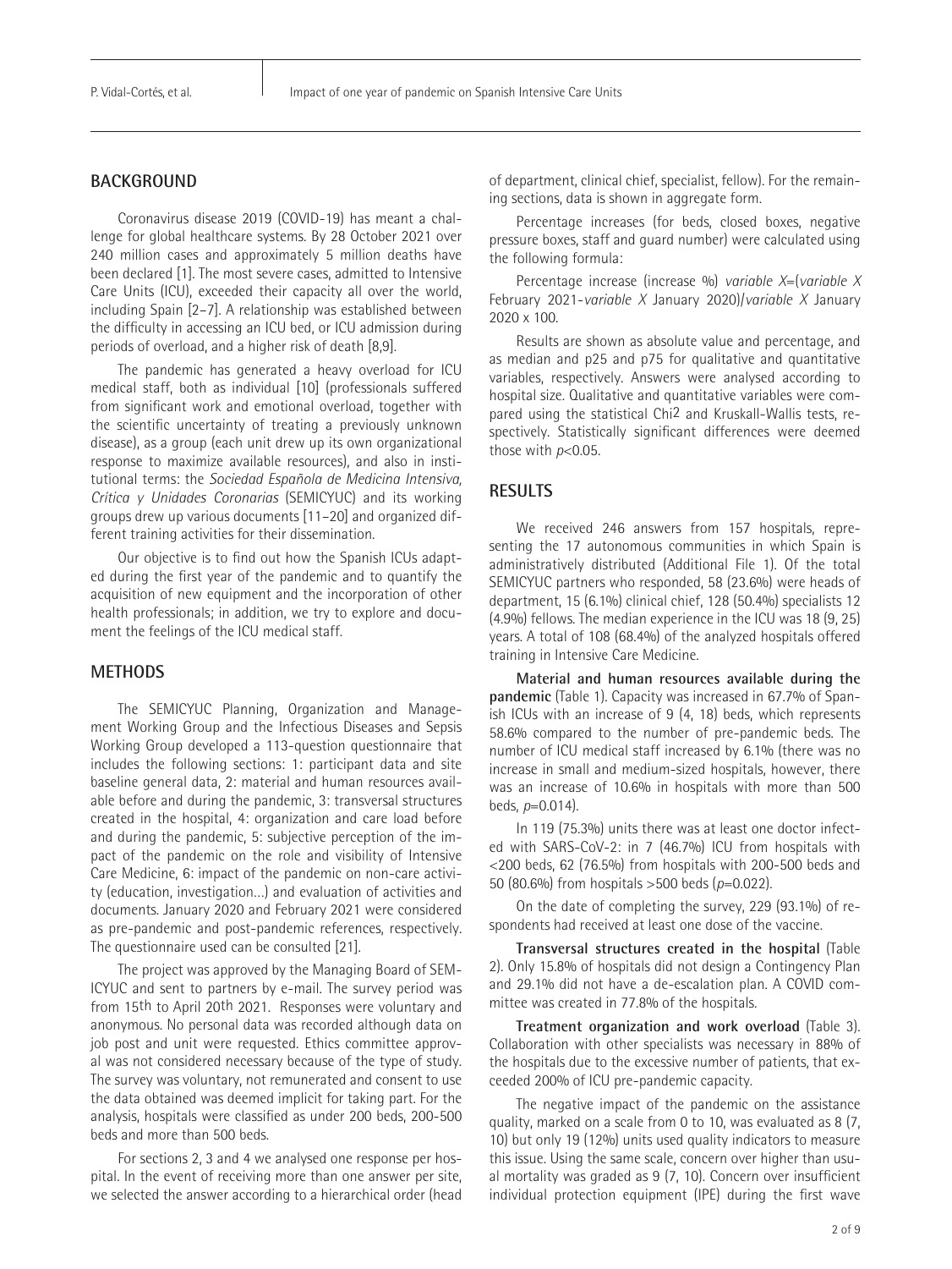## BACKGROUND

Coronavirus disease 2019 (COVID-19) has meant a challenge for global healthcare systems. By 28 October 2021 over 240 million cases and approximately 5 million deaths have been declared [1]. The most severe cases, admitted to Intensive Care Units (ICU), exceeded their capacity all over the world, including Spain [2–7]. A relationship was established between the difficulty in accessing an ICU bed, or ICU admission during periods of overload, and a higher risk of death [8,9].

The pandemic has generated a heavy overload for ICU medical staff, both as individual [10] (professionals suffered from significant work and emotional overload, together with the scientific uncertainty of treating a previously unknown disease), as a group (each unit drew up its own organizational response to maximize available resources), and also in institutional terms: the *Sociedad Española de Medicina Intensiva, Crítica y Unidades Coronarias* (SEMICYUC) and its working groups drew up various documents [11–20] and organized different training activities for their dissemination.

Our objective is to find out how the Spanish ICUs adapted during the first year of the pandemic and to quantify the acquisition of new equipment and the incorporation of other health professionals; in addition, we try to explore and document the feelings of the ICU medical staff.

## METHODS

The SEMICYUC Planning, Organization and Management Working Group and the Infectious Diseases and Sepsis Working Group developed a 113-question questionnaire that includes the following sections: 1: participant data and site baseline general data, 2: material and human resources available before and during the pandemic, 3: transversal structures created in the hospital, 4: organization and care load before and during the pandemic, 5: subjective perception of the impact of the pandemic on the role and visibility of Intensive Care Medicine, 6: impact of the pandemic on non-care activity (education, investigation…) and evaluation of activities and documents. January 2020 and February 2021 were considered as pre-pandemic and post-pandemic references, respectively. The questionnaire used can be consulted [21].

The project was approved by the Managing Board of SEMICYUC and sent to partners by e-mail. The survey period was from 15th to April 20th 2021. Responses were voluntary and anonymous. No personal data was recorded although data on job post and unit were requested. Ethics committee approval was not considered necessary because of the type of study. The survey was voluntary, not remunerated and consent to use the data obtained was deemed implicit for taking part. For the analysis, hospitals were classified as under 200 beds, 200-500 beds and more than 500 beds.

For sections 2, 3 and 4 we analysed one response per hospital. In the event of receiving more than one answer per site, we selected the answer according to a hierarchical order (head of department, clinical chief, specialist, fellow). For the remaining sections, data is shown in aggregate form.

Percentage increases (for beds, closed boxes, negative pressure boxes, staff and guard number) were calculated using the following formula:

Percentage increase (increase %) *variable X*=(*variable X* February 2021-*variable X* January 2020)/*variable X* January 2020 x 100.

Results are shown as absolute value and percentage, and as median and p25 and p75 for qualitative and quantitative variables, respectively. Answers were analysed according to hospital size. Qualitative and quantitative variables were compared using the statistical Chi$^2$ and Kruskall-Wallis tests, respectively. Statistically significant differences were deemed those with $p<0.05$.

## RESULTS

We received 246 answers from 157 hospitals, representing the 17 autonomous communities in which Spain is administratively distributed (Additional File 1). Of the total SEMICYUC partners who responded, 58 (23.6%) were heads of department, 15 (6.1%) clinical chief, 128 (50.4%) specialists 12 (4.9%) fellows. The median experience in the ICU was 18 (9, 25) years. A total of 108 (68.4%) of the analyzed hospitals offered training in Intensive Care Medicine.

**Material and human resources available during the pandemic** (Table 1). Capacity was increased in 67.7% of Spanish ICUs with an increase of 9 (4, 18) beds, which represents 58.6% compared to the number of pre-pandemic beds. The number of ICU medical staff increased by 6.1% (there was no increase in small and medium-sized hospitals, however, there was an increase of 10.6% in hospitals with more than 500 beds, $p$=0.014).

In 119 (75.3%) units there was at least one doctor infected with SARS-CoV-2: in 7 (46.7%) ICU from hospitals with <200 beds, 62 (76.5%) from hospitals with 200-500 beds and 50 (80.6%) from hospitals >500 beds ($p$=0.022).

On the date of completing the survey, 229 (93.1%) of respondents had received at least one dose of the vaccine.

**Transversal structures created in the hospital** (Table 2). Only 15.8% of hospitals did not design a Contingency Plan and 29.1% did not have a de-escalation plan. A COVID committee was created in 77.8% of the hospitals.

**Treatment organization and work overload** (Table 3). Collaboration with other specialists was necessary in 88% of the hospitals due to the excessive number of patients, that exceeded 200% of ICU pre-pandemic capacity.

The negative impact of the pandemic on the assistance quality, marked on a scale from 0 to 10, was evaluated as 8 (7, 10) but only 19 (12%) units used quality indicators to measure this issue. Using the same scale, concern over higher than usual mortality was graded as 9 (7, 10). Concern over insufficient individual protection equipment (IPE) during the first wave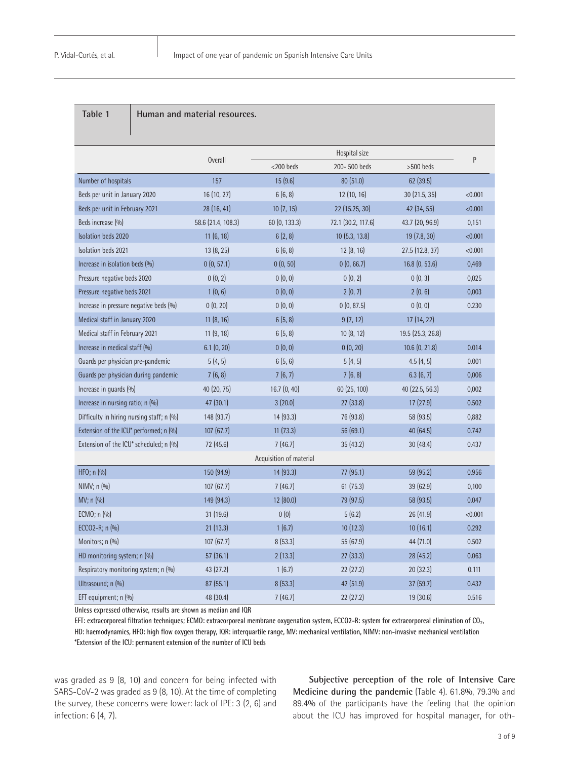**Table 1** Human and material resources.

| | Overall | Hospital size | | | P |
|---|---|---|---|---|---|
| | | <200 beds | 200- 500 beds | >500 beds | |
| Number of hospitals | 157 | 15 (9.6) | 80 (51.0) | 62 (39.5) | |
| Beds per unit in January 2020 | 16 (10, 27) | 6 (6, 8) | 12 (10, 16) | 30 (21.5, 35) | <0.001 |
| Beds per unit in February 2021 | 28 (16, 41) | 10 (7, 15) | 22 (15.25, 30) | 42 (34, 55) | <0.001 |
| Beds increase (%) | 58.6 (21.4, 108.3) | 60 (0, 133.3) | 72.1 (30.2, 117.6) | 43.7 (20, 96.9) | 0,151 |
| Isolation beds 2020 | 11 (6, 18) | 6 (2, 8) | 10 (5.3, 13.8) | 19 (7.8, 30) | <0.001 |
| Isolation beds 2021 | 13 (8, 25) | 6 (6, 8) | 12 (8, 16) | 27.5 (12.8, 37) | <0.001 |
| Increase in isolation beds (%) | 0 (0, 57.1) | 0 (0, 50) | 0 (0, 66.7) | 16.8 (0, 53.6) | 0,469 |
| Pressure negative beds 2020 | 0 (0, 2) | 0 (0, 0) | 0 (0, 2) | 0 (0, 3) | 0,025 |
| Pressure negative beds 2021 | 1 (0, 6) | 0 (0, 0) | 2 (0, 7) | 2 (0, 6) | 0,003 |
| Increase in pressure negative beds (%) | 0 (0, 20) | 0 (0, 0) | 0 (0, 87.5) | 0 (0, 0) | 0.230 |
| Medical staff in January 2020 | 11 (8, 16) | 6 (5, 8) | 9 (7, 12) | 17 (14, 22) | |
| Medical staff in February 2021 | 11 (9, 18) | 6 (5, 8) | 10 (8, 12) | 19.5 (25.3, 26.8) | |
| Increase in medical staff (%) | 6.1 (0, 20) | 0 (0, 0) | 0 (0, 20) | 10.6 (0, 21.8) | 0.014 |
| Guards per physician pre-pandemic | 5 (4, 5) | 6 (5, 6) | 5 (4, 5) | 4.5 (4, 5) | 0.001 |
| Guards per physician during pandemic | 7 (6, 8) | 7 (6, 7) | 7 (6, 8) | 6.3 (6, 7) | 0,006 |
| Increase in guards (%) | 40 (20, 75) | 16.7 (0, 40) | 60 (25, 100) | 40 (22.5, 56.3) | 0,002 |
| Increase in nursing ratio; n (%) | 47 (30.1) | 3 (20.0) | 27 (33.8) | 17 (27.9) | 0.502 |
| Difficulty in hiring nursing staff; n (%) | 148 (93.7) | 14 (93.3) | 76 (93.8) | 58 (93.5) | 0,882 |
| Extension of the ICU* performed; n (%) | 107 (67.7) | 11 (73.3) | 56 (69.1) | 40 (64.5) | 0.742 |
| Extension of the ICU* scheduled; n (%) | 72 (45.6) | 7 (46.7) | 35 (43.2) | 30 (48.4) | 0.437 |
| Acquisition of material | | | | | |
| HFO; n (%) | 150 (94.9) | 14 (93.3) | 77 (95.1) | 59 (95.2) | 0.956 |
| NIMV; n (%) | 107 (67.7) | 7 (46.7) | 61 (75.3) | 39 (62.9) | 0,100 |
| MV; n (%) | 149 (94.3) | 12 (80.0) | 79 (97.5) | 58 (93.5) | 0.047 |
| ECMO; n (%) | 31 (19.6) | 0 (0) | 5 (6.2) | 26 (41.9) | <0.001 |
| ECCO2-R; n (%) | 21 (13.3) | 1 (6.7) | 10 (12.3) | 10 (16.1) | 0.292 |
| Monitors; n (%) | 107 (67.7) | 8 (53.3) | 55 (67.9) | 44 (71.0) | 0.502 |
| HD monitoring system; n (%) | 57 (36.1) | 2 (13.3) | 27 (33.3) | 28 (45.2) | 0.063 |
| Respiratory monitoring system; n (%) | 43 (27.2) | 1 (6.7) | 22 (27.2) | 20 (32.3) | 0.111 |
| Ultrasound; n (%) | 87 (55.1) | 8 (53.3) | 42 (51.9) | 37 (59.7) | 0.432 |
| EFT equipment; n (%) | 48 (30.4) | 7 (46.7) | 22 (27.2) | 19 (30.6) | 0.516 |

Unless expressed otherwise, results are shown as median and IQR

EFT: extracorporeal filtration techniques; ECMO: extracorporeal membrane oxygenation system, ECCO2-R: system for extracorporeal elimination of $CO_2$, HD: haemodynamics, HFO: high flow oxygen therapy, IQR: interquartile range, MV: mechanical ventilation, NIMV: non-invasive mechanical ventilation

*Extension of the ICU: permanent extension of the number of ICU beds

was graded as 9 (8, 10) and concern for being infected with SARS-CoV-2 was graded as 9 (8, 10). At the time of completing the survey, these concerns were lower: lack of IPE: 3 (2, 6) and infection: 6 (4, 7).

**Subjective perception of the role of Intensive Care Medicine during the pandemic** (Table 4). 61.8%, 79.3% and 89.4% of the participants have the feeling that the opinion about the ICU has improved for hospital manager, for oth-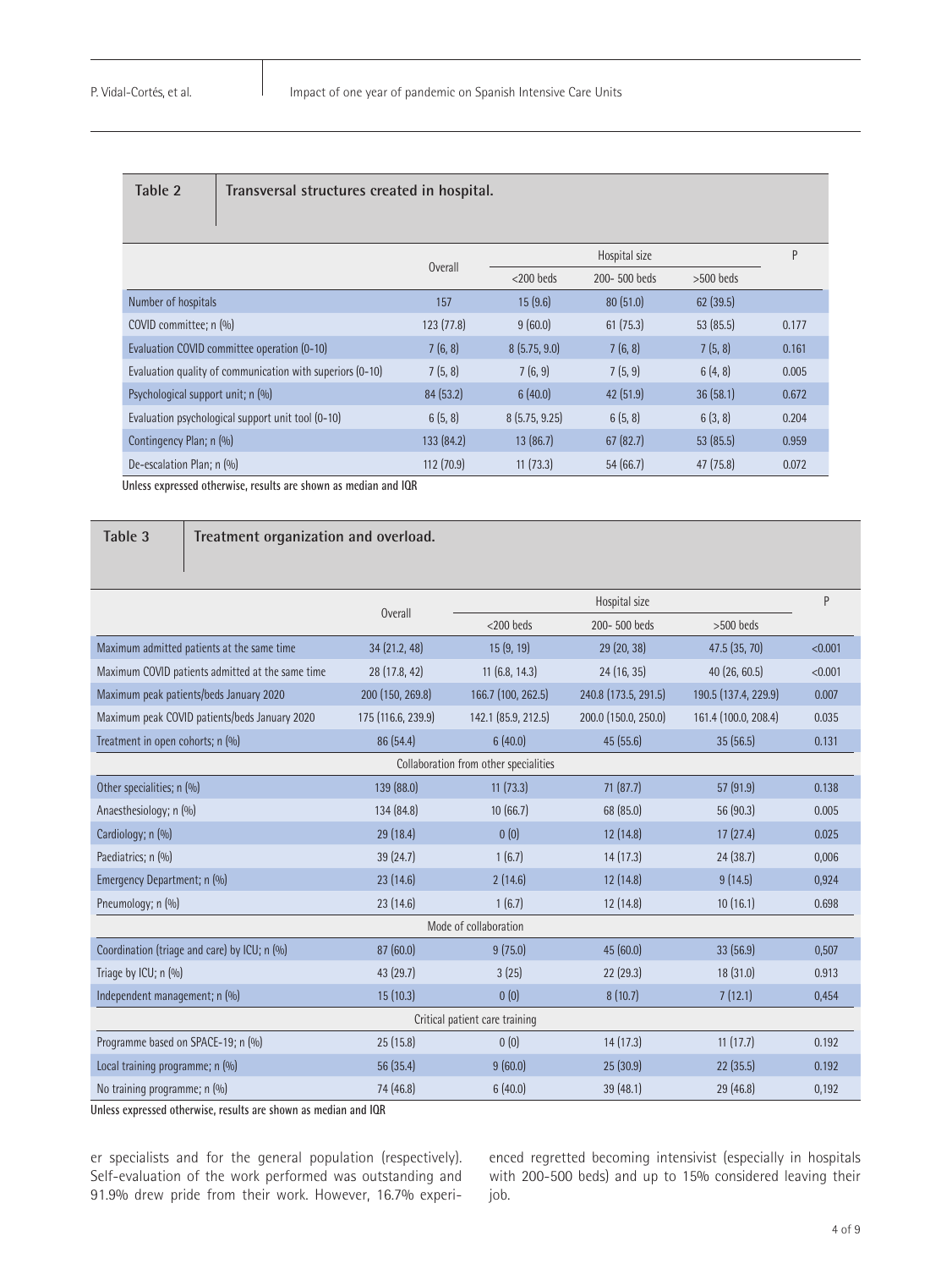**Table 2** Transversal structures created in hospital.

| | Overall | Hospital size | | | P |
|---|---|---|---|---|---|
| | | <200 beds | 200- 500 beds | >500 beds | |
| Number of hospitals | 157 | 15 (9.6) | 80 (51.0) | 62 (39.5) | |
| COVID committee; n (%) | 123 (77.8) | 9 (60.0) | 61 (75.3) | 53 (85.5) | 0.177 |
| Evaluation COVID committee operation (0-10) | 7 (6, 8) | 8 (5.75, 9.0) | 7 (6, 8) | 7 (5, 8) | 0.161 |
| Evaluation quality of communication with superiors (0-10) | 7 (5, 8) | 7 (6, 9) | 7 (5, 9) | 6 (4, 8) | 0.005 |
| Psychological support unit; n (%) | 84 (53.2) | 6 (40.0) | 42 (51.9) | 36 (58.1) | 0.672 |
| Evaluation psychological support unit tool (0-10) | 6 (5, 8) | 8 (5.75, 9.25) | 6 (5, 8) | 6 (3, 8) | 0.204 |
| Contingency Plan; n (%) | 133 (84.2) | 13 (86.7) | 67 (82.7) | 53 (85.5) | 0.959 |
| De-escalation Plan; n (%) | 112 (70.9) | 11 (73.3) | 54 (66.7) | 47 (75.8) | 0.072 |

Unless expressed otherwise, results are shown as median and IQR

**Table 3** Treatment organization and overload.

| | Overall | Hospital size | | | P |
|---|---|---|---|---|---|
| | | <200 beds | 200- 500 beds | >500 beds | |
| Maximum admitted patients at the same time | 34 (21.2, 48) | 15 (9, 19) | 29 (20, 38) | 47.5 (35, 70) | <0.001 |
| Maximum COVID patients admitted at the same time | 28 (17.8, 42) | 11 (6.8, 14.3) | 24 (16, 35) | 40 (26, 60.5) | <0.001 |
| Maximum peak patients/beds January 2020 | 200 (150, 269.8) | 166.7 (100, 262.5) | 240.8 (173.5, 291.5) | 190.5 (137.4, 229.9) | 0.007 |
| Maximum peak COVID patients/beds January 2020 | 175 (116.6, 239.9) | 142.1 (85.9, 212.5) | 200.0 (150.0, 250.0) | 161.4 (100.0, 208.4) | 0.035 |
| Treatment in open cohorts; n (%) | 86 (54.4) | 6 (40.0) | 45 (55.6) | 35 (56.5) | 0.131 |
| Collaboration from other specialities | | | | | |
| Other specialities; n (%) | 139 (88.0) | 11 (73.3) | 71 (87.7) | 57 (91.9) | 0.138 |
| Anaesthesiology; n (%) | 134 (84.8) | 10 (66.7) | 68 (85.0) | 56 (90.3) | 0.005 |
| Cardiology; n (%) | 29 (18.4) | 0 (0) | 12 (14.8) | 17 (27.4) | 0.025 |
| Paediatrics; n (%) | 39 (24.7) | 1 (6.7) | 14 (17.3) | 24 (38.7) | 0,006 |
| Emergency Department; n (%) | 23 (14.6) | 2 (14.6) | 12 (14.8) | 9 (14.5) | 0,924 |
| Pneumology; n (%) | 23 (14.6) | 1 (6.7) | 12 (14.8) | 10 (16.1) | 0.698 |
| Mode of collaboration | | | | | |
| Coordination (triage and care) by ICU; n (%) | 87 (60.0) | 9 (75.0) | 45 (60.0) | 33 (56.9) | 0,507 |
| Triage by ICU; n (%) | 43 (29.7) | 3 (25) | 22 (29.3) | 18 (31.0) | 0.913 |
| Independent management; n (%) | 15 (10.3) | 0 (0) | 8 (10.7) | 7 (12.1) | 0,454 |
| Critical patient care training | | | | | |
| Programme based on SPACE-19; n (%) | 25 (15.8) | 0 (0) | 14 (17.3) | 11 (17.7) | 0.192 |
| Local training programme; n (%) | 56 (35.4) | 9 (60.0) | 25 (30.9) | 22 (35.5) | 0.192 |
| No training programme; n (%) | 74 (46.8) | 6 (40.0) | 39 (48.1) | 29 (46.8) | 0,192 |

Unless expressed otherwise, results are shown as median and IQR

er specialists and for the general population (respectively). Self-evaluation of the work performed was outstanding and 91.9% drew pride from their work. However, 16.7% experienced regretted becoming intensivist (especially in hospitals with 200-500 beds) and up to 15% considered leaving their job.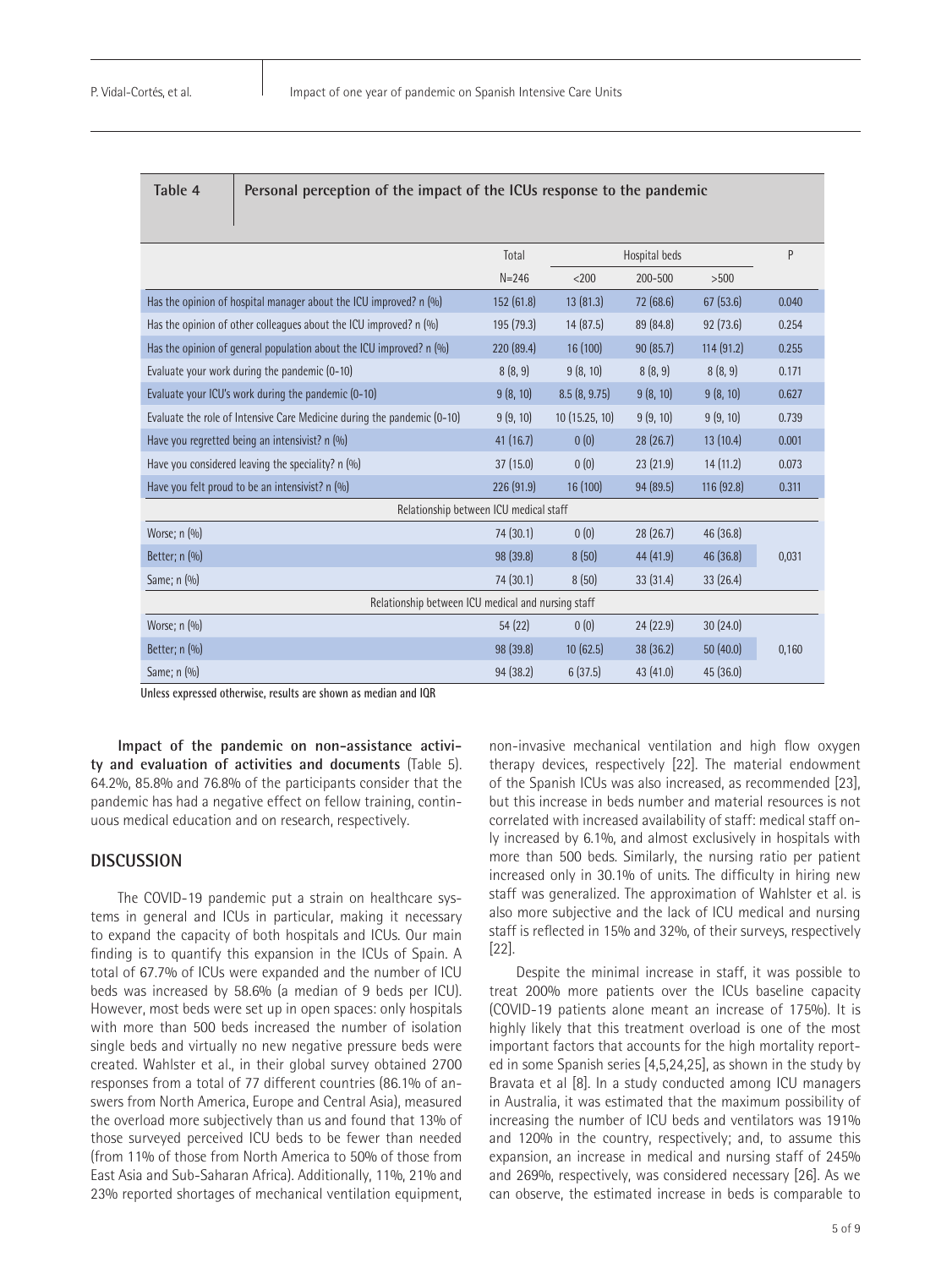**Table 4** Personal perception of the impact of the ICUs response to the pandemic

| | Total | Hospital beds | | | P |
|---|---|---|---|---|---|
| | N=246 | <200 | 200-500 | >500 | |
| Has the opinion of hospital manager about the ICU improved? n (%) | 152 (61.8) | 13 (81.3) | 72 (68.6) | 67 (53.6) | 0.040 |
| Has the opinion of other colleagues about the ICU improved? n (%) | 195 (79.3) | 14 (87.5) | 89 (84.8) | 92 (73.6) | 0.254 |
| Has the opinion of general population about the ICU improved? n (%) | 220 (89.4) | 16 (100) | 90 (85.7) | 114 (91.2) | 0.255 |
| Evaluate your work during the pandemic (0-10) | 8 (8, 9) | 9 (8, 10) | 8 (8, 9) | 8 (8, 9) | 0.171 |
| Evaluate your ICU's work during the pandemic (0-10) | 9 (8, 10) | 8.5 (8, 9.75) | 9 (8, 10) | 9 (8, 10) | 0.627 |
| Evaluate the role of Intensive Care Medicine during the pandemic (0-10) | 9 (9, 10) | 10 (15.25, 10) | 9 (9, 10) | 9 (9, 10) | 0.739 |
| Have you regretted being an intensivist? n (%) | 41 (16.7) | 0 (0) | 28 (26.7) | 13 (10.4) | 0.001 |
| Have you considered leaving the speciality? n (%) | 37 (15.0) | 0 (0) | 23 (21.9) | 14 (11.2) | 0.073 |
| Have you felt proud to be an intensivist? n (%) | 226 (91.9) | 16 (100) | 94 (89.5) | 116 (92.8) | 0.311 |
| Relationship between ICU medical staff | | | | | |
| Worse; n (%) | 74 (30.1) | 0 (0) | 28 (26.7) | 46 (36.8) | |
| Better; n (%) | 98 (39.8) | 8 (50) | 44 (41.9) | 46 (36.8) | 0,031 |
| Same; n (%) | 74 (30.1) | 8 (50) | 33 (31.4) | 33 (26.4) | |
| Relationship between ICU medical and nursing staff | | | | | |
| Worse; n (%) | 54 (22) | 0 (0) | 24 (22.9) | 30 (24.0) | |
| Better; n (%) | 98 (39.8) | 10 (62.5) | 38 (36.2) | 50 (40.0) | 0,160 |
| Same; n (%) | 94 (38.2) | 6 (37.5) | 43 (41.0) | 45 (36.0) | |

Unless expressed otherwise, results are shown as median and IQR

**Impact of the pandemic on non-assistance activity and evaluation of activities and documents** (Table 5). 64.2%, 85.8% and 76.8% of the participants consider that the pandemic has had a negative effect on fellow training, continuous medical education and on research, respectively.

## DISCUSSION

The COVID-19 pandemic put a strain on healthcare systems in general and ICUs in particular, making it necessary to expand the capacity of both hospitals and ICUs. Our main finding is to quantify this expansion in the ICUs of Spain. A total of 67.7% of ICUs were expanded and the number of ICU beds was increased by 58.6% (a median of 9 beds per ICU). However, most beds were set up in open spaces: only hospitals with more than 500 beds increased the number of isolation single beds and virtually no new negative pressure beds were created. Wahlster et al., in their global survey obtained 2700 responses from a total of 77 different countries (86.1% of answers from North America, Europe and Central Asia), measured the overload more subjectively than us and found that 13% of those surveyed perceived ICU beds to be fewer than needed (from 11% of those from North America to 50% of those from East Asia and Sub-Saharan Africa). Additionally, 11%, 21% and 23% reported shortages of mechanical ventilation equipment, non-invasive mechanical ventilation and high flow oxygen therapy devices, respectively [22]. The material endowment of the Spanish ICUs was also increased, as recommended [23], but this increase in beds number and material resources is not correlated with increased availability of staff: medical staff only increased by 6.1%, and almost exclusively in hospitals with more than 500 beds. Similarly, the nursing ratio per patient increased only in 30.1% of units. The difficulty in hiring new staff was generalized. The approximation of Wahlster et al. is also more subjective and the lack of ICU medical and nursing staff is reflected in 15% and 32%, of their surveys, respectively [22].

Despite the minimal increase in staff, it was possible to treat 200% more patients over the ICUs baseline capacity (COVID-19 patients alone meant an increase of 175%). It is highly likely that this treatment overload is one of the most important factors that accounts for the high mortality reported in some Spanish series [4,5,24,25], as shown in the study by Bravata et al [8]. In a study conducted among ICU managers in Australia, it was estimated that the maximum possibility of increasing the number of ICU beds and ventilators was 191% and 120% in the country, respectively; and, to assume this expansion, an increase in medical and nursing staff of 245% and 269%, respectively, was considered necessary [26]. As we can observe, the estimated increase in beds is comparable to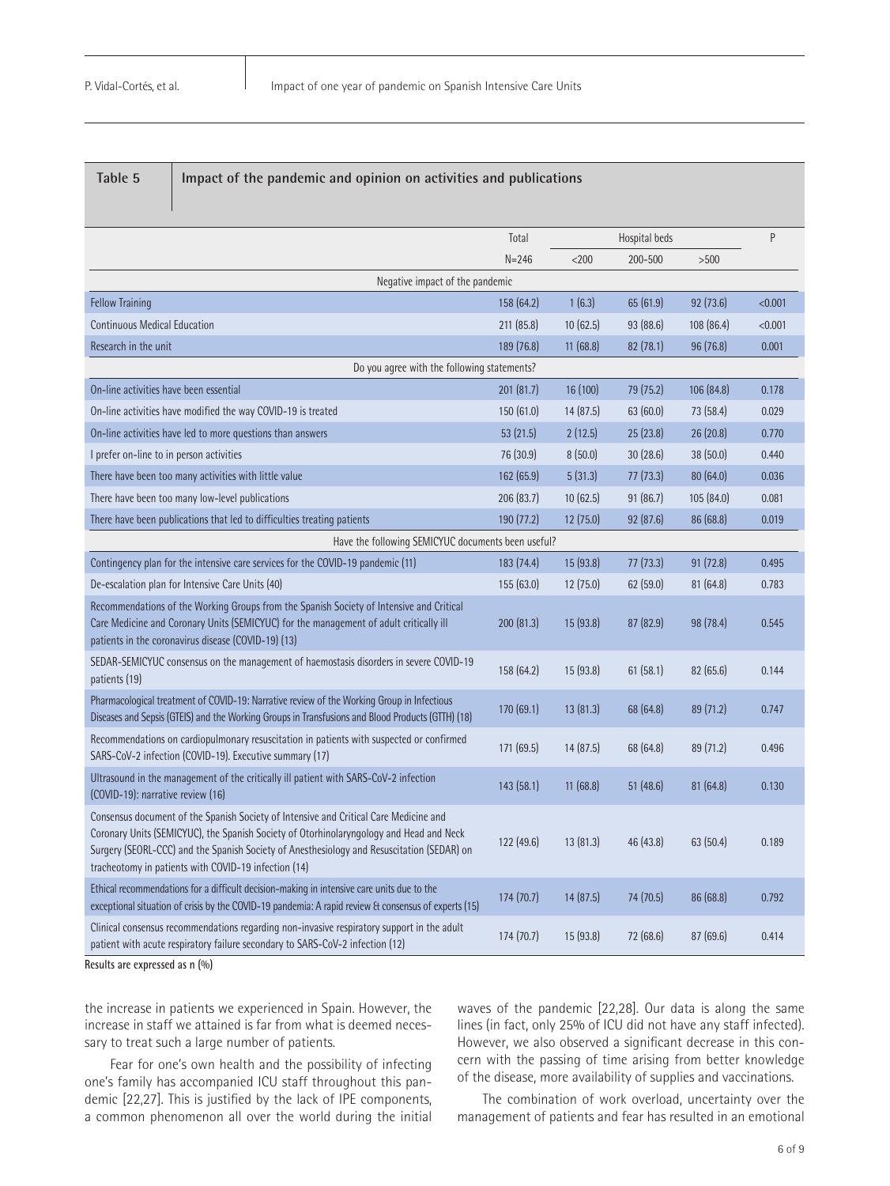**Table 5. Impact of the pandemic and opinion on activities and publications**

| | Total | Hospital beds | | | P |
|---|---|---|---|---|---|
| | N=246 | <200 | 200-500 | >500 | |
| **Negative impact of the pandemic** | | | | | |
| Fellow Training | 158 (64.2) | 1 (6.3) | 65 (61.9) | 92 (73.6) | <0.001 |
| Continuous Medical Education | 211 (85.8) | 10 (62.5) | 93 (88.6) | 108 (86.4) | <0.001 |
| Research in the unit | 189 (76.8) | 11 (68.8) | 82 (78.1) | 96 (76.8) | 0.001 |
| **Do you agree with the following statements?** | | | | | |
| On-line activities have been essential | 201 (81.7) | 16 (100) | 79 (75.2) | 106 (84.8) | 0.178 |
| On-line activities have modified the way COVID-19 is treated | 150 (61.0) | 14 (87.5) | 63 (60.0) | 73 (58.4) | 0.029 |
| On-line activities have led to more questions than answers | 53 (21.5) | 2 (12.5) | 25 (23.8) | 26 (20.8) | 0.770 |
| I prefer on-line to in person activities | 76 (30.9) | 8 (50.0) | 30 (28.6) | 38 (50.0) | 0.440 |
| There have been too many activities with little value | 162 (65.9) | 5 (31.3) | 77 (73.3) | 80 (64.0) | 0.036 |
| There have been too many low-level publications | 206 (83.7) | 10 (62.5) | 91 (86.7) | 105 (84.0) | 0.081 |
| There have been publications that led to difficulties treating patients | 190 (77.2) | 12 (75.0) | 92 (87.6) | 86 (68.8) | 0.019 |
| **Have the following SEMICYUC documents been useful?** | | | | | |
| Contingency plan for the intensive care services for the COVID-19 pandemic (11) | 183 (74.4) | 15 (93.8) | 77 (73.3) | 91 (72.8) | 0.495 |
| De-escalation plan for Intensive Care Units (40) | 155 (63.0) | 12 (75.0) | 62 (59.0) | 81 (64.8) | 0.783 |
| Recommendations of the Working Groups from the Spanish Society of Intensive and Critical Care Medicine and Coronary Units (SEMICYUC) for the management of adult critically ill patients in the coronavirus disease (COVID-19) (13) | 200 (81.3) | 15 (93.8) | 87 (82.9) | 98 (78.4) | 0.545 |
| SEDAR-SEMICYUC consensus on the management of haemostasis disorders in severe COVID-19 patients (19) | 158 (64.2) | 15 (93.8) | 61 (58.1) | 82 (65.6) | 0.144 |
| Pharmacological treatment of COVID-19: Narrative review of the Working Group in Infectious Diseases and Sepsis (GTEIS) and the Working Groups in Transfusions and Blood Products (GTTH) (18) | 170 (69.1) | 13 (81.3) | 68 (64.8) | 89 (71.2) | 0.747 |
| Recommendations on cardiopulmonary resuscitation in patients with suspected or confirmed SARS-CoV-2 infection (COVID-19). Executive summary (17) | 171 (69.5) | 14 (87.5) | 68 (64.8) | 89 (71.2) | 0.496 |
| Ultrasound in the management of the critically ill patient with SARS-CoV-2 infection (COVID-19): narrative review (16) | 143 (58.1) | 11 (68.8) | 51 (48.6) | 81 (64.8) | 0.130 |
| Consensus document of the Spanish Society of Intensive and Critical Care Medicine and Coronary Units (SEMICYUC), the Spanish Society of Otorhinolaryngology and Head and Neck Surgery (SEORL-CCC) and the Spanish Society of Anesthesiology and Resuscitation (SEDAR) on tracheotomy in patients with COVID-19 infection (14) | 122 (49.6) | 13 (81.3) | 46 (43.8) | 63 (50.4) | 0.189 |
| Ethical recommendations for a difficult decision-making in intensive care units due to the exceptional situation of crisis by the COVID-19 pandemia: A rapid review & consensus of experts (15) | 174 (70.7) | 14 (87.5) | 74 (70.5) | 86 (68.8) | 0.792 |
| Clinical consensus recommendations regarding non-invasive respiratory support in the adult patient with acute respiratory failure secondary to SARS-CoV-2 infection (12) | 174 (70.7) | 15 (93.8) | 72 (68.6) | 87 (69.6) | 0.414 |

Results are expressed as n (%)

the increase in patients we experienced in Spain. However, the increase in staff we attained is far from what is deemed necessary to treat such a large number of patients.

Fear for one's own health and the possibility of infecting one's family has accompanied ICU staff throughout this pandemic [22,27]. This is justified by the lack of IPE components, a common phenomenon all over the world during the initial waves of the pandemic [22,28]. Our data is along the same lines (in fact, only 25% of ICU did not have any staff infected). However, we also observed a significant decrease in this concern with the passing of time arising from better knowledge of the disease, more availability of supplies and vaccinations.

The combination of work overload, uncertainty over the management of patients and fear has resulted in an emotional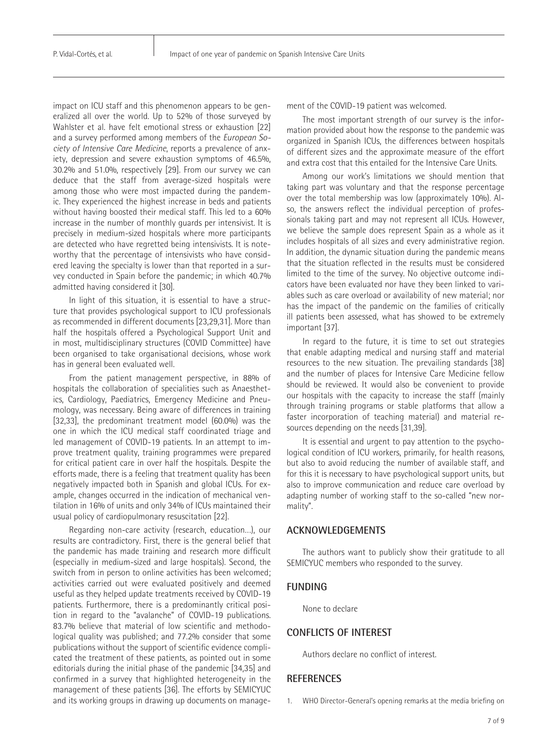impact on ICU staff and this phenomenon appears to be generalized all over the world. Up to 52% of those surveyed by Wahlster et al. have felt emotional stress or exhaustion [22] and a survey performed among members of the *European Society of Intensive Care Medicine*, reports a prevalence of anxiety, depression and severe exhaustion symptoms of 46.5%, 30.2% and 51.0%, respectively [29]. From our survey we can deduce that the staff from average-sized hospitals were among those who were most impacted during the pandemic. They experienced the highest increase in beds and patients without having boosted their medical staff. This led to a 60% increase in the number of monthly guards per intensivist. It is precisely in medium-sized hospitals where more participants are detected who have regretted being intensivists. It is noteworthy that the percentage of intensivists who have considered leaving the specialty is lower than that reported in a survey conducted in Spain before the pandemic; in which 40.7% admitted having considered it [30].

In light of this situation, it is essential to have a structure that provides psychological support to ICU professionals as recommended in different documents [23,29,31]. More than half the hospitals offered a Psychological Support Unit and in most, multidisciplinary structures (COVID Committee) have been organised to take organisational decisions, whose work has in general been evaluated well.

From the patient management perspective, in 88% of hospitals the collaboration of specialities such as Anaesthetics, Cardiology, Paediatrics, Emergency Medicine and Pneumology, was necessary. Being aware of differences in training [32,33], the predominant treatment model (60.0%) was the one in which the ICU medical staff coordinated triage and led management of COVID-19 patients. In an attempt to improve treatment quality, training programmes were prepared for critical patient care in over half the hospitals. Despite the efforts made, there is a feeling that treatment quality has been negatively impacted both in Spanish and global ICUs. For example, changes occurred in the indication of mechanical ventilation in 16% of units and only 34% of ICUs maintained their usual policy of cardiopulmonary resuscitation [22].

Regarding non-care activity (research, education...), our results are contradictory. First, there is the general belief that the pandemic has made training and research more difficult (especially in medium-sized and large hospitals). Second, the switch from in person to online activities has been welcomed; activities carried out were evaluated positively and deemed useful as they helped update treatments received by COVID-19 patients. Furthermore, there is a predominantly critical position in regard to the "avalanche" of COVID-19 publications. 83.7% believe that material of low scientific and methodological quality was published; and 77.2% consider that some publications without the support of scientific evidence complicated the treatment of these patients, as pointed out in some editorials during the initial phase of the pandemic [34,35] and confirmed in a survey that highlighted heterogeneity in the management of these patients [36]. The efforts by SEMICYUC and its working groups in drawing up documents on management of the COVID-19 patient was welcomed.

The most important strength of our survey is the information provided about how the response to the pandemic was organized in Spanish ICUs, the differences between hospitals of different sizes and the approximate measure of the effort and extra cost that this entailed for the Intensive Care Units.

Among our work's limitations we should mention that taking part was voluntary and that the response percentage over the total membership was low (approximately 10%). Also, the answers reflect the individual perception of professionals taking part and may not represent all ICUs. However, we believe the sample does represent Spain as a whole as it includes hospitals of all sizes and every administrative region. In addition, the dynamic situation during the pandemic means that the situation reflected in the results must be considered limited to the time of the survey. No objective outcome indicators have been evaluated nor have they been linked to variables such as care overload or availability of new material; nor has the impact of the pandemic on the families of critically ill patients been assessed, what has showed to be extremely important [37].

In regard to the future, it is time to set out strategies that enable adapting medical and nursing staff and material resources to the new situation. The prevailing standards [38] and the number of places for Intensive Care Medicine fellow should be reviewed. It would also be convenient to provide our hospitals with the capacity to increase the staff (mainly through training programs or stable platforms that allow a faster incorporation of teaching material) and material resources depending on the needs [31,39].

It is essential and urgent to pay attention to the psychological condition of ICU workers, primarily, for health reasons, but also to avoid reducing the number of available staff, and for this it is necessary to have psychological support units, but also to improve communication and reduce care overload by adapting number of working staff to the so-called "new normality".

## ACKNOWLEDGEMENTS

The authors want to publicly show their gratitude to all SEMICYUC members who responded to the survey.

## FUNDING

None to declare

## CONFLICTS OF INTEREST

Authors declare no conflict of interest.

## REFERENCES

1. WHO Director-General's opening remarks at the media briefing on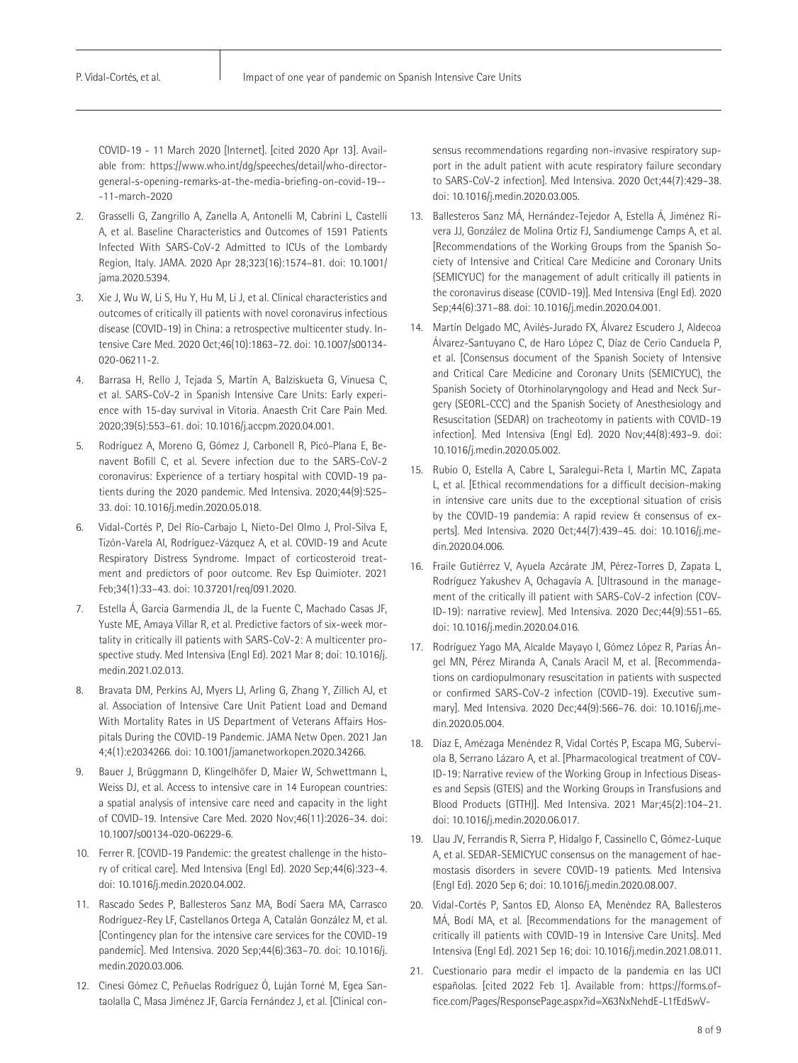COVID-19 - 11 March 2020 [Internet]. [cited 2020 Apr 13]. Available from: https://www.who.int/dg/speeches/detail/who-director-general-s-opening-remarks-at-the-media-briefing-on-covid-19---11-march-2020

2. Grasselli G, Zangrillo A, Zanella A, Antonelli M, Cabrini L, Castelli A, et al. Baseline Characteristics and Outcomes of 1591 Patients Infected With SARS-CoV-2 Admitted to ICUs of the Lombardy Region, Italy. JAMA. 2020 Apr 28;323(16):1574–81. doi: 10.1001/jama.2020.5394.
3. Xie J, Wu W, Li S, Hu Y, Hu M, Li J, et al. Clinical characteristics and outcomes of critically ill patients with novel coronavirus infectious disease (COVID-19) in China: a retrospective multicenter study. Intensive Care Med. 2020 Oct;46(10):1863–72. doi: 10.1007/s00134-020-06211-2.
4. Barrasa H, Rello J, Tejada S, Martín A, Balziskueta G, Vinuesa C, et al. SARS-CoV-2 in Spanish Intensive Care Units: Early experience with 15-day survival in Vitoria. Anaesth Crit Care Pain Med. 2020;39(5):553–61. doi: 10.1016/j.accpm.2020.04.001.
5. Rodríguez A, Moreno G, Gómez J, Carbonell R, Picó-Plana E, Benavent Bofill C, et al. Severe infection due to the SARS-CoV-2 coronavirus: Experience of a tertiary hospital with COVID-19 patients during the 2020 pandemic. Med Intensiva. 2020;44(9):525–33. doi: 10.1016/j.medin.2020.05.018.
6. Vidal-Cortés P, Del Río-Carbajo L, Nieto-Del Olmo J, Prol-Silva E, Tizón-Varela AI, Rodríguez-Vázquez A, et al. COVID-19 and Acute Respiratory Distress Syndrome. Impact of corticosteroid treatment and predictors of poor outcome. Rev Esp Quimioter. 2021 Feb;34(1):33–43. doi: 10.37201/req/091.2020.
7. Estella Á, Garcia Garmendia JL, de la Fuente C, Machado Casas JF, Yuste ME, Amaya Villar R, et al. Predictive factors of six-week mortality in critically ill patients with SARS-CoV-2: A multicenter prospective study. Med Intensiva (Engl Ed). 2021 Mar 8; doi: 10.1016/j.medin.2021.02.013.
8. Bravata DM, Perkins AJ, Myers LJ, Arling G, Zhang Y, Zillich AJ, et al. Association of Intensive Care Unit Patient Load and Demand With Mortality Rates in US Department of Veterans Affairs Hospitals During the COVID-19 Pandemic. JAMA Netw Open. 2021 Jan 4;4(1):e2034266. doi: 10.1001/jamanetworkopen.2020.34266.
9. Bauer J, Brüggmann D, Klingelhöfer D, Maier W, Schwettmann L, Weiss DJ, et al. Access to intensive care in 14 European countries: a spatial analysis of intensive care need and capacity in the light of COVID-19. Intensive Care Med. 2020 Nov;46(11):2026–34. doi: 10.1007/s00134-020-06229-6.
10. Ferrer R. [COVID-19 Pandemic: the greatest challenge in the history of critical care]. Med Intensiva (Engl Ed). 2020 Sep;44(6):323–4. doi: 10.1016/j.medin.2020.04.002.
11. Rascado Sedes P, Ballesteros Sanz MA, Bodí Saera MA, Carrasco Rodríguez-Rey LF, Castellanos Ortega A, Catalán González M, et al. [Contingency plan for the intensive care services for the COVID-19 pandemic]. Med Intensiva. 2020 Sep;44(6):363–70. doi: 10.1016/j.medin.2020.03.006.
12. Cinesi Gómez C, Peñuelas Rodríguez Ó, Luján Torné M, Egea Santaolalla C, Masa Jiménez JF, García Fernández J, et al. [Clinical consensus recommendations regarding non-invasive respiratory support in the adult patient with acute respiratory failure secondary to SARS-CoV-2 infection]. Med Intensiva. 2020 Oct;44(7):429–38. doi: 10.1016/j.medin.2020.03.005.
13. Ballesteros Sanz MÁ, Hernández-Tejedor A, Estella Á, Jiménez Rivera JJ, González de Molina Ortiz FJ, Sandiumenge Camps A, et al. [Recommendations of the Working Groups from the Spanish Society of Intensive and Critical Care Medicine and Coronary Units (SEMICYUC) for the management of adult critically ill patients in the coronavirus disease (COVID-19)]. Med Intensiva (Engl Ed). 2020 Sep;44(6):371–88. doi: 10.1016/j.medin.2020.04.001.
14. Martín Delgado MC, Avilés-Jurado FX, Álvarez Escudero J, Aldecoa Álvarez-Santuyano C, de Haro López C, Díaz de Cerio Canduela P, et al. [Consensus document of the Spanish Society of Intensive and Critical Care Medicine and Coronary Units (SEMICYUC), the Spanish Society of Otorhinolaryngology and Head and Neck Surgery (SEORL-CCC) and the Spanish Society of Anesthesiology and Resuscitation (SEDAR) on tracheotomy in patients with COVID-19 infection]. Med Intensiva (Engl Ed). 2020 Nov;44(8):493–9. doi: 10.1016/j.medin.2020.05.002.
15. Rubio O, Estella A, Cabre L, Saralegui-Reta I, Martin MC, Zapata L, et al. [Ethical recommendations for a difficult decision-making in intensive care units due to the exceptional situation of crisis by the COVID-19 pandemia: A rapid review & consensus of experts]. Med Intensiva. 2020 Oct;44(7):439–45. doi: 10.1016/j.medin.2020.04.006.
16. Fraile Gutiérrez V, Ayuela Azcárate JM, Pérez-Torres D, Zapata L, Rodríguez Yakushev A, Ochagavía A. [Ultrasound in the management of the critically ill patient with SARS-CoV-2 infection (COVID-19): narrative review]. Med Intensiva. 2020 Dec;44(9):551–65. doi: 10.1016/j.medin.2020.04.016.
17. Rodríguez Yago MA, Alcalde Mayayo I, Gómez López R, Parias Ángel MN, Pérez Miranda A, Canals Aracil M, et al. [Recommendations on cardiopulmonary resuscitation in patients with suspected or confirmed SARS-CoV-2 infection (COVID-19). Executive summary]. Med Intensiva. 2020 Dec;44(9):566–76. doi: 10.1016/j.medin.2020.05.004.
18. Díaz E, Amézaga Menéndez R, Vidal Cortés P, Escapa MG, Suberviola B, Serrano Lázaro A, et al. [Pharmacological treatment of COVID-19: Narrative review of the Working Group in Infectious Diseases and Sepsis (GTEIS) and the Working Groups in Transfusions and Blood Products (GTTH)]. Med Intensiva. 2021 Mar;45(2):104–21. doi: 10.1016/j.medin.2020.06.017.
19. Llau JV, Ferrandis R, Sierra P, Hidalgo F, Cassinello C, Gómez-Luque A, et al. SEDAR-SEMICYUC consensus on the management of haemostasis disorders in severe COVID-19 patients. Med Intensiva (Engl Ed). 2020 Sep 6; doi: 10.1016/j.medin.2020.08.007.
20. Vidal-Cortés P, Santos ED, Alonso EA, Menéndez RA, Ballesteros MÁ, Bodí MA, et al. [Recommendations for the management of critically ill patients with COVID-19 in Intensive Care Units]. Med Intensiva (Engl Ed). 2021 Sep 16; doi: 10.1016/j.medin.2021.08.011.
21. Cuestionario para medir el impacto de la pandemia en las UCI españolas. [cited 2022 Feb 1]. Available from: https://forms.office.com/Pages/ResponsePage.aspx?id=X63NxNehdE-L1fEd5wV-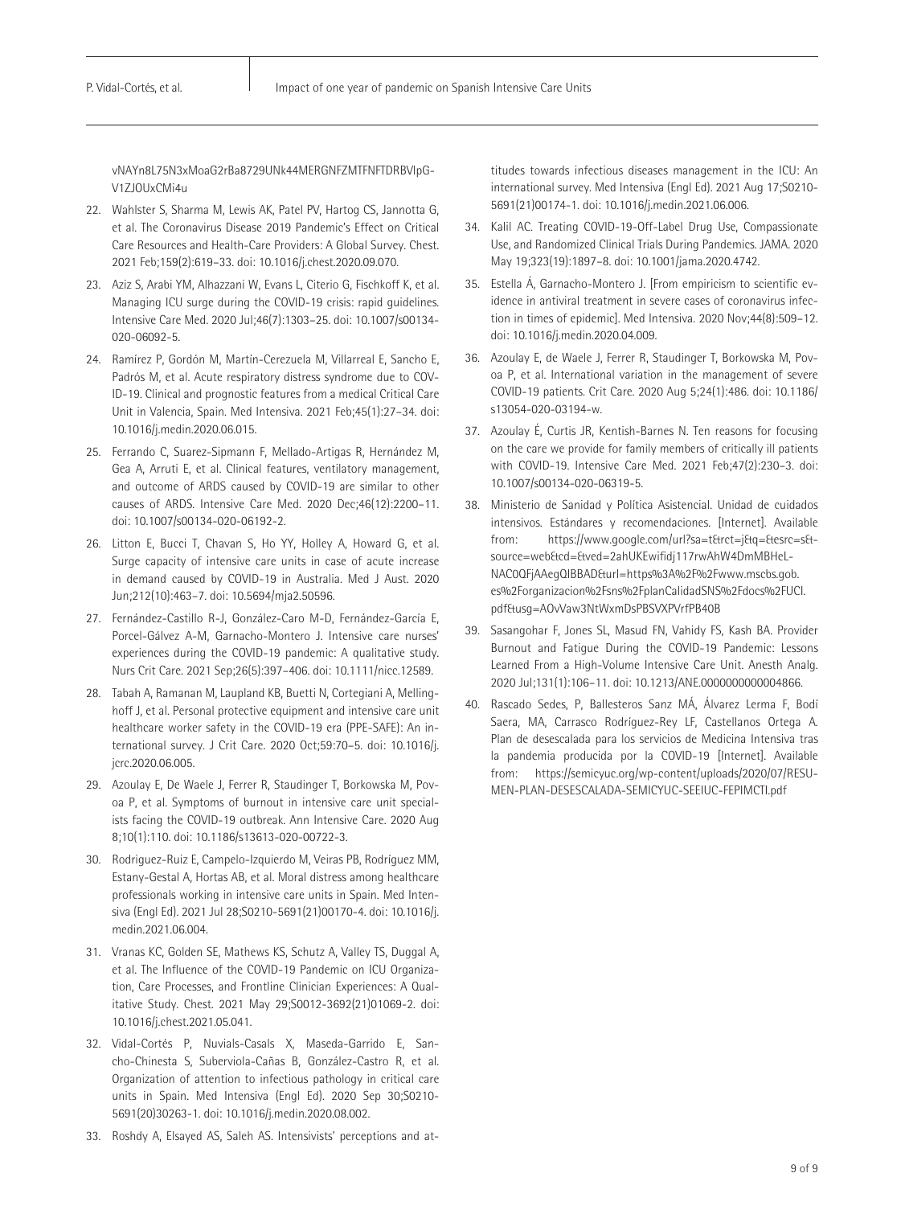vNAYn8L75N3xMoaG2rBa8729UNk44MERGNFZMTFNFTDRBVlpG-V1ZJOUxCMi4u

22. Wahlster S, Sharma M, Lewis AK, Patel PV, Hartog CS, Jannotta G, et al. The Coronavirus Disease 2019 Pandemic's Effect on Critical Care Resources and Health-Care Providers: A Global Survey. Chest. 2021 Feb;159(2):619–33. doi: 10.1016/j.chest.2020.09.070.

23. Aziz S, Arabi YM, Alhazzani W, Evans L, Citerio G, Fischkoff K, et al. Managing ICU surge during the COVID-19 crisis: rapid guidelines. Intensive Care Med. 2020 Jul;46(7):1303–25. doi: 10.1007/s00134-020-06092-5.

24. Ramírez P, Gordón M, Martín-Cerezuela M, Villarreal E, Sancho E, Padrós M, et al. Acute respiratory distress syndrome due to COVID-19. Clinical and prognostic features from a medical Critical Care Unit in Valencia, Spain. Med Intensiva. 2021 Feb;45(1):27–34. doi: 10.1016/j.medin.2020.06.015.

25. Ferrando C, Suarez-Sipmann F, Mellado-Artigas R, Hernández M, Gea A, Arruti E, et al. Clinical features, ventilatory management, and outcome of ARDS caused by COVID-19 are similar to other causes of ARDS. Intensive Care Med. 2020 Dec;46(12):2200–11. doi: 10.1007/s00134-020-06192-2.

26. Litton E, Bucci T, Chavan S, Ho YY, Holley A, Howard G, et al. Surge capacity of intensive care units in case of acute increase in demand caused by COVID-19 in Australia. Med J Aust. 2020 Jun;212(10):463–7. doi: 10.5694/mja2.50596.

27. Fernández-Castillo R-J, González-Caro M-D, Fernández-García E, Porcel-Gálvez A-M, Garnacho-Montero J. Intensive care nurses' experiences during the COVID-19 pandemic: A qualitative study. Nurs Crit Care. 2021 Sep;26(5):397–406. doi: 10.1111/nicc.12589.

28. Tabah A, Ramanan M, Laupland KB, Buetti N, Cortegiani A, Mellinghoff J, et al. Personal protective equipment and intensive care unit healthcare worker safety in the COVID-19 era (PPE-SAFE): An international survey. J Crit Care. 2020 Oct;59:70–5. doi: 10.1016/j.jcrc.2020.06.005.

29. Azoulay E, De Waele J, Ferrer R, Staudinger T, Borkowska M, Povoa P, et al. Symptoms of burnout in intensive care unit specialists facing the COVID-19 outbreak. Ann Intensive Care. 2020 Aug 8;10(1):110. doi: 10.1186/s13613-020-00722-3.

30. Rodriguez-Ruiz E, Campelo-Izquierdo M, Veiras PB, Rodríguez MM, Estany-Gestal A, Hortas AB, et al. Moral distress among healthcare professionals working in intensive care units in Spain. Med Intensiva (Engl Ed). 2021 Jul 28;S0210-5691(21)00170-4. doi: 10.1016/j.medin.2021.06.004.

31. Vranas KC, Golden SE, Mathews KS, Schutz A, Valley TS, Duggal A, et al. The Influence of the COVID-19 Pandemic on ICU Organization, Care Processes, and Frontline Clinician Experiences: A Qualitative Study. Chest. 2021 May 29;S0012-3692(21)01069-2. doi: 10.1016/j.chest.2021.05.041.

32. Vidal-Cortés P, Nuvials-Casals X, Maseda-Garrido E, Sancho-Chinesta S, Suberviola-Cañas B, González-Castro R, et al. Organization of attention to infectious pathology in critical care units in Spain. Med Intensiva (Engl Ed). 2020 Sep 30;S0210-5691(20)30263-1. doi: 10.1016/j.medin.2020.08.002.

33. Roshdy A, Elsayed AS, Saleh AS. Intensivists' perceptions and attitudes towards infectious diseases management in the ICU: An international survey. Med Intensiva (Engl Ed). 2021 Aug 17;S0210-5691(21)00174-1. doi: 10.1016/j.medin.2021.06.006.

34. Kalil AC. Treating COVID-19-Off-Label Drug Use, Compassionate Use, and Randomized Clinical Trials During Pandemics. JAMA. 2020 May 19;323(19):1897–8. doi: 10.1001/jama.2020.4742.

35. Estella Á, Garnacho-Montero J. [From empiricism to scientific evidence in antiviral treatment in severe cases of coronavirus infection in times of epidemic]. Med Intensiva. 2020 Nov;44(8):509–12. doi: 10.1016/j.medin.2020.04.009.

36. Azoulay E, de Waele J, Ferrer R, Staudinger T, Borkowska M, Povoa P, et al. International variation in the management of severe COVID-19 patients. Crit Care. 2020 Aug 5;24(1):486. doi: 10.1186/s13054-020-03194-w.

37. Azoulay É, Curtis JR, Kentish-Barnes N. Ten reasons for focusing on the care we provide for family members of critically ill patients with COVID-19. Intensive Care Med. 2021 Feb;47(2):230–3. doi: 10.1007/s00134-020-06319-5.

38. Ministerio de Sanidad y Política Asistencial. Unidad de cuidados intensivos. Estándares y recomendaciones. [Internet]. Available from: https://www.google.com/url?sa=t&rct=j&q=&esrc=s&source=web&cd=&ved=2ahUKEwifidj117rwAhW4DmMBHeL-NAC0QFjAAegQIBBAD&url=https%3A%2F%2Fwww.mscbs.gob.es%2Forganizacion%2Fsns%2FplanCalidadSNS%2Fdocs%2FUCI.pdf&usg=AOvVaw3NtWxmDsPBSVXPVrfPB40B

39. Sasangohar F, Jones SL, Masud FN, Vahidy FS, Kash BA. Provider Burnout and Fatigue During the COVID-19 Pandemic: Lessons Learned From a High-Volume Intensive Care Unit. Anesth Analg. 2020 Jul;131(1):106–11. doi: 10.1213/ANE.0000000000004866.

40. Rascado Sedes, P, Ballesteros Sanz MÁ, Álvarez Lerma F, Bodí Saera, MA, Carrasco Rodríguez-Rey LF, Castellanos Ortega A. Plan de desescalada para los servicios de Medicina Intensiva tras la pandemia producida por la COVID-19 [Internet]. Available from: https://semicyuc.org/wp-content/uploads/2020/07/RESUMEN-PLAN-DESESCALADA-SEMICYUC-SEEIUC-FEPIMCTI.pdf